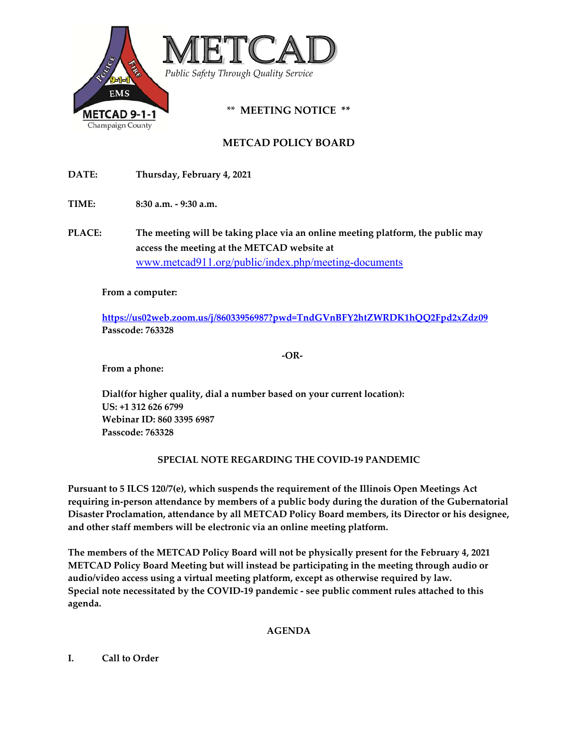# METCAD

*Public Safety Through Quality Service*

**\*\* MEETING NOTICE \*\***

## METCAD POLICY BOARD

**DATE:** **Thursday, February 4, 2021**

**TIME:** **8:30 a.m. - 9:30 a.m.**

**PLACE:** **The meeting will be taking place via an online meeting platform, the public may access the meeting at the METCAD website at** [www.metcad911.org/public/index.php/meeting-documents](www.metcad911.org/public/index.php/meeting-documents)

**From a computer:**

**https://us02web.zoom.us/j/86033956987?pwd=TndGVnBFY2htZWRDK1hQQ2Fpd2xZdz09**
**Passcode: 763328**

**-OR-**

**From a phone:**

**Dial(for higher quality, dial a number based on your current location):**
**US: +1 312 626 6799**
**Webinar ID: 860 3395 6987**
**Passcode: 763328**

**SPECIAL NOTE REGARDING THE COVID-19 PANDEMIC**

**Pursuant to 5 ILCS 120/7(e), which suspends the requirement of the Illinois Open Meetings Act requiring in-person attendance by members of a public body during the duration of the Gubernatorial Disaster Proclamation, attendance by all METCAD Policy Board members, its Director or his designee, and other staff members will be electronic via an online meeting platform.**

**The members of the METCAD Policy Board will not be physically present for the February 4, 2021 METCAD Policy Board Meeting but will instead be participating in the meeting through audio or audio/video access using a virtual meeting platform, except as otherwise required by law. Special note necessitated by the COVID-19 pandemic - see public comment rules attached to this agenda.**

**AGENDA**

**I. Call to Order**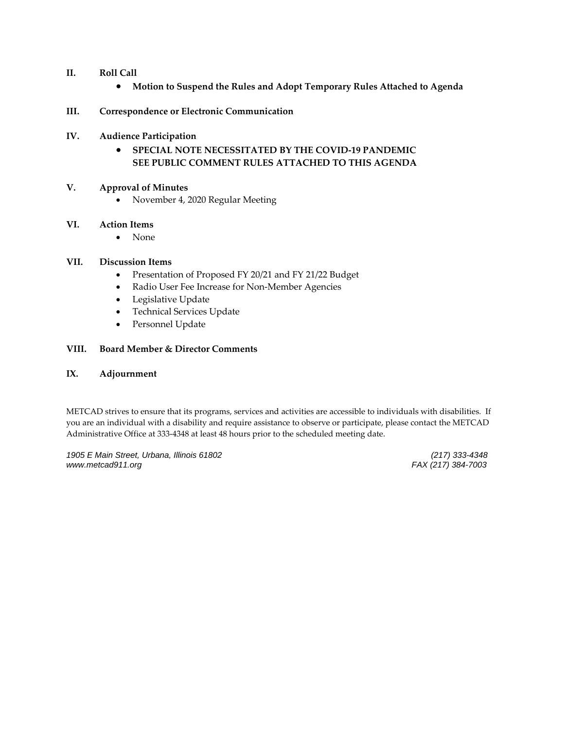**II. Roll Call**

- **Motion to Suspend the Rules and Adopt Temporary Rules Attached to Agenda**

**III. Correspondence or Electronic Communication**

**IV. Audience Participation**

- **SPECIAL NOTE NECESSITATED BY THE COVID-19 PANDEMIC SEE PUBLIC COMMENT RULES ATTACHED TO THIS AGENDA**

**V. Approval of Minutes**

- November 4, 2020 Regular Meeting

**VI. Action Items**

- None

**VII. Discussion Items**

- Presentation of Proposed FY 20/21 and FY 21/22 Budget
- Radio User Fee Increase for Non-Member Agencies
- Legislative Update
- Technical Services Update
- Personnel Update

**VIII. Board Member & Director Comments**

**IX. Adjournment**

METCAD strives to ensure that its programs, services and activities are accessible to individuals with disabilities. If you are an individual with a disability and require assistance to observe or participate, please contact the METCAD Administrative Office at 333-4348 at least 48 hours prior to the scheduled meeting date.

*1905 E Main Street, Urbana, Illinois 61802* *(217) 333-4348*
*www.metcad911.org* *FAX (217) 384-7003*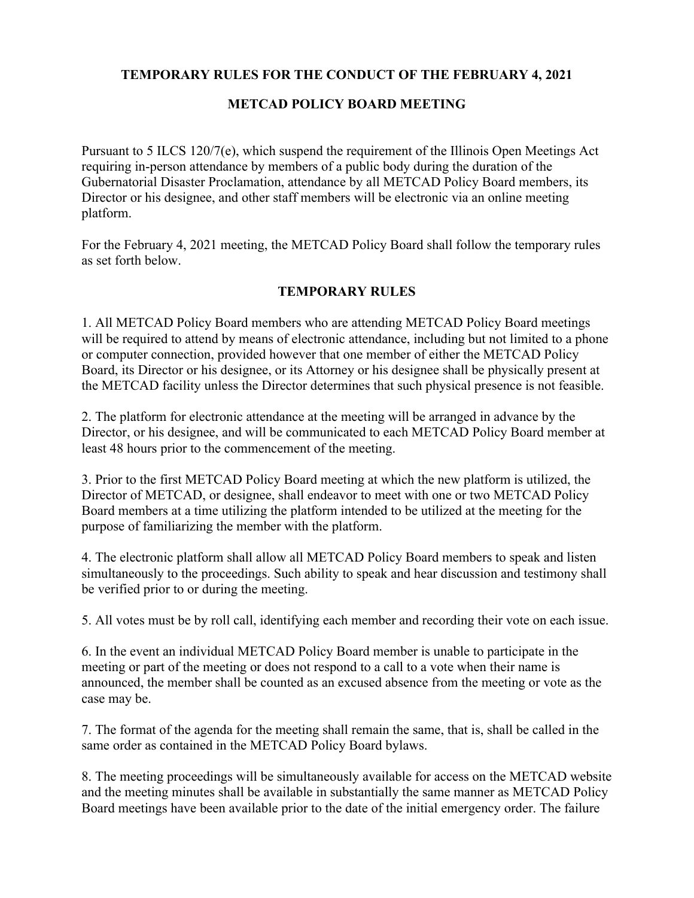**TEMPORARY RULES FOR THE CONDUCT OF THE FEBRUARY 4, 2021**

**METCAD POLICY BOARD MEETING**

Pursuant to 5 ILCS 120/7(e), which suspend the requirement of the Illinois Open Meetings Act requiring in-person attendance by members of a public body during the duration of the Gubernatorial Disaster Proclamation, attendance by all METCAD Policy Board members, its Director or his designee, and other staff members will be electronic via an online meeting platform.

For the February 4, 2021 meeting, the METCAD Policy Board shall follow the temporary rules as set forth below.

**TEMPORARY RULES**

1. All METCAD Policy Board members who are attending METCAD Policy Board meetings will be required to attend by means of electronic attendance, including but not limited to a phone or computer connection, provided however that one member of either the METCAD Policy Board, its Director or his designee, or its Attorney or his designee shall be physically present at the METCAD facility unless the Director determines that such physical presence is not feasible.

2. The platform for electronic attendance at the meeting will be arranged in advance by the Director, or his designee, and will be communicated to each METCAD Policy Board member at least 48 hours prior to the commencement of the meeting.

3. Prior to the first METCAD Policy Board meeting at which the new platform is utilized, the Director of METCAD, or designee, shall endeavor to meet with one or two METCAD Policy Board members at a time utilizing the platform intended to be utilized at the meeting for the purpose of familiarizing the member with the platform.

4. The electronic platform shall allow all METCAD Policy Board members to speak and listen simultaneously to the proceedings. Such ability to speak and hear discussion and testimony shall be verified prior to or during the meeting.

5. All votes must be by roll call, identifying each member and recording their vote on each issue.

6. In the event an individual METCAD Policy Board member is unable to participate in the meeting or part of the meeting or does not respond to a call to a vote when their name is announced, the member shall be counted as an excused absence from the meeting or vote as the case may be.

7. The format of the agenda for the meeting shall remain the same, that is, shall be called in the same order as contained in the METCAD Policy Board bylaws.

8. The meeting proceedings will be simultaneously available for access on the METCAD website and the meeting minutes shall be available in substantially the same manner as METCAD Policy Board meetings have been available prior to the date of the initial emergency order. The failure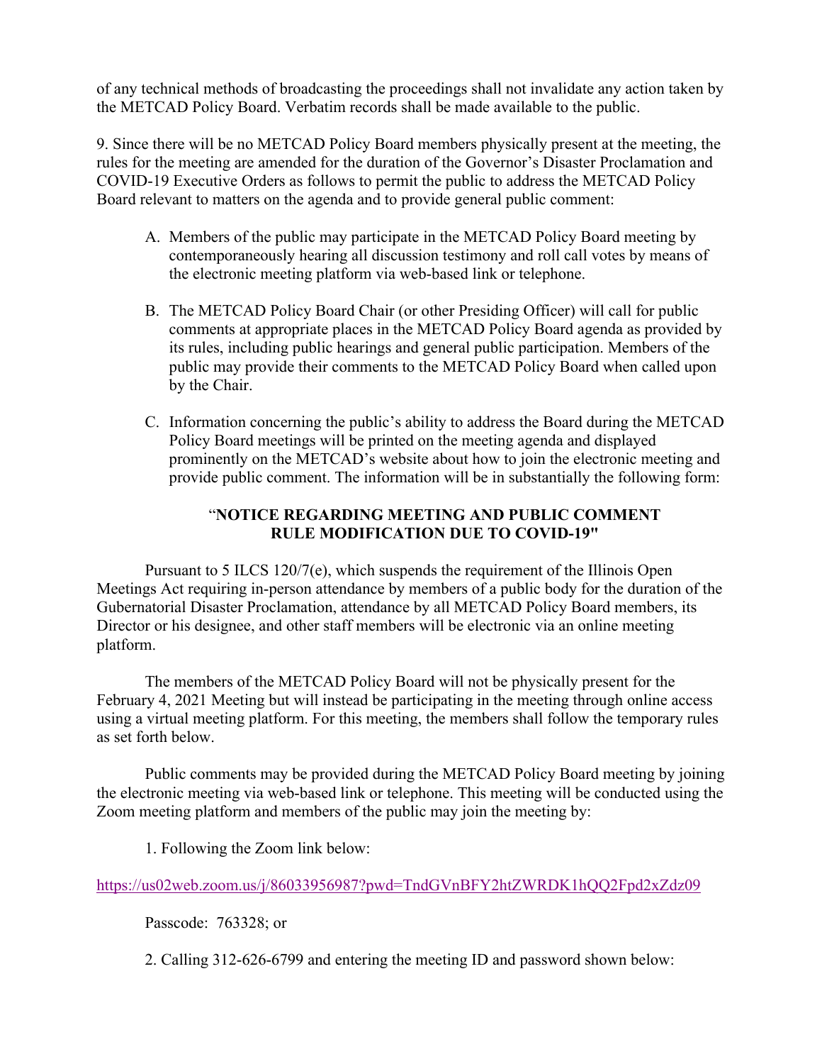of any technical methods of broadcasting the proceedings shall not invalidate any action taken by the METCAD Policy Board. Verbatim records shall be made available to the public.

9. Since there will be no METCAD Policy Board members physically present at the meeting, the rules for the meeting are amended for the duration of the Governor's Disaster Proclamation and COVID-19 Executive Orders as follows to permit the public to address the METCAD Policy Board relevant to matters on the agenda and to provide general public comment:

A. Members of the public may participate in the METCAD Policy Board meeting by contemporaneously hearing all discussion testimony and roll call votes by means of the electronic meeting platform via web-based link or telephone.

B. The METCAD Policy Board Chair (or other Presiding Officer) will call for public comments at appropriate places in the METCAD Policy Board agenda as provided by its rules, including public hearings and general public participation. Members of the public may provide their comments to the METCAD Policy Board when called upon by the Chair.

C. Information concerning the public's ability to address the Board during the METCAD Policy Board meetings will be printed on the meeting agenda and displayed prominently on the METCAD's website about how to join the electronic meeting and provide public comment. The information will be in substantially the following form:

**"NOTICE REGARDING MEETING AND PUBLIC COMMENT RULE MODIFICATION DUE TO COVID-19"**

Pursuant to 5 ILCS 120/7(e), which suspends the requirement of the Illinois Open Meetings Act requiring in-person attendance by members of a public body for the duration of the Gubernatorial Disaster Proclamation, attendance by all METCAD Policy Board members, its Director or his designee, and other staff members will be electronic via an online meeting platform.

The members of the METCAD Policy Board will not be physically present for the February 4, 2021 Meeting but will instead be participating in the meeting through online access using a virtual meeting platform. For this meeting, the members shall follow the temporary rules as set forth below.

Public comments may be provided during the METCAD Policy Board meeting by joining the electronic meeting via web-based link or telephone. This meeting will be conducted using the Zoom meeting platform and members of the public may join the meeting by:

1. Following the Zoom link below:

https://us02web.zoom.us/j/86033956987?pwd=TndGVnBFY2htZWRDK1hQQ2Fpd2xZdz09

Passcode: 763328; or

2. Calling 312-626-6799 and entering the meeting ID and password shown below: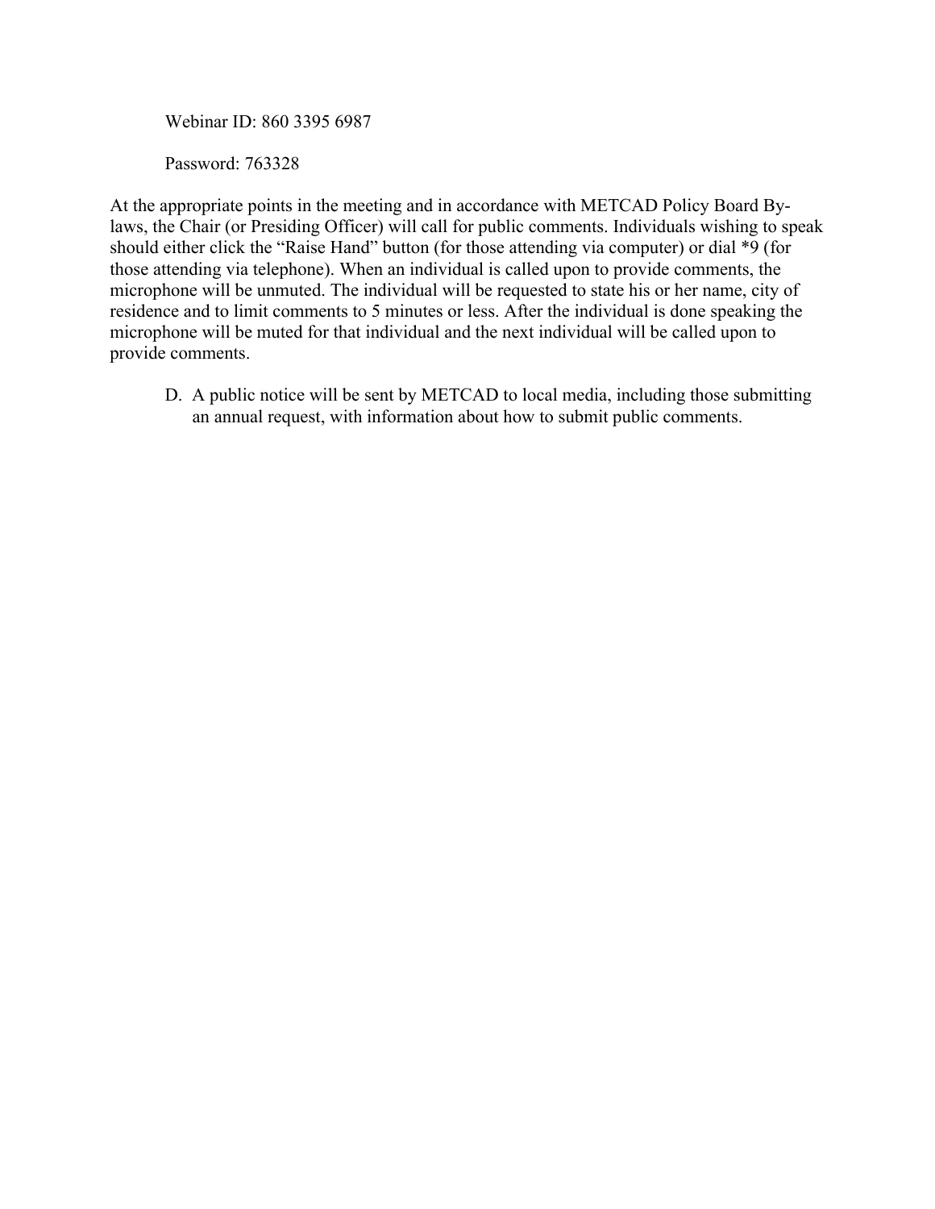Webinar ID: 860 3395 6987

Password: 763328

At the appropriate points in the meeting and in accordance with METCAD Policy Board By-laws, the Chair (or Presiding Officer) will call for public comments. Individuals wishing to speak should either click the "Raise Hand" button (for those attending via computer) or dial *9 (for those attending via telephone). When an individual is called upon to provide comments, the microphone will be unmuted. The individual will be requested to state his or her name, city of residence and to limit comments to 5 minutes or less. After the individual is done speaking the microphone will be muted for that individual and the next individual will be called upon to provide comments.

D. A public notice will be sent by METCAD to local media, including those submitting an annual request, with information about how to submit public comments.